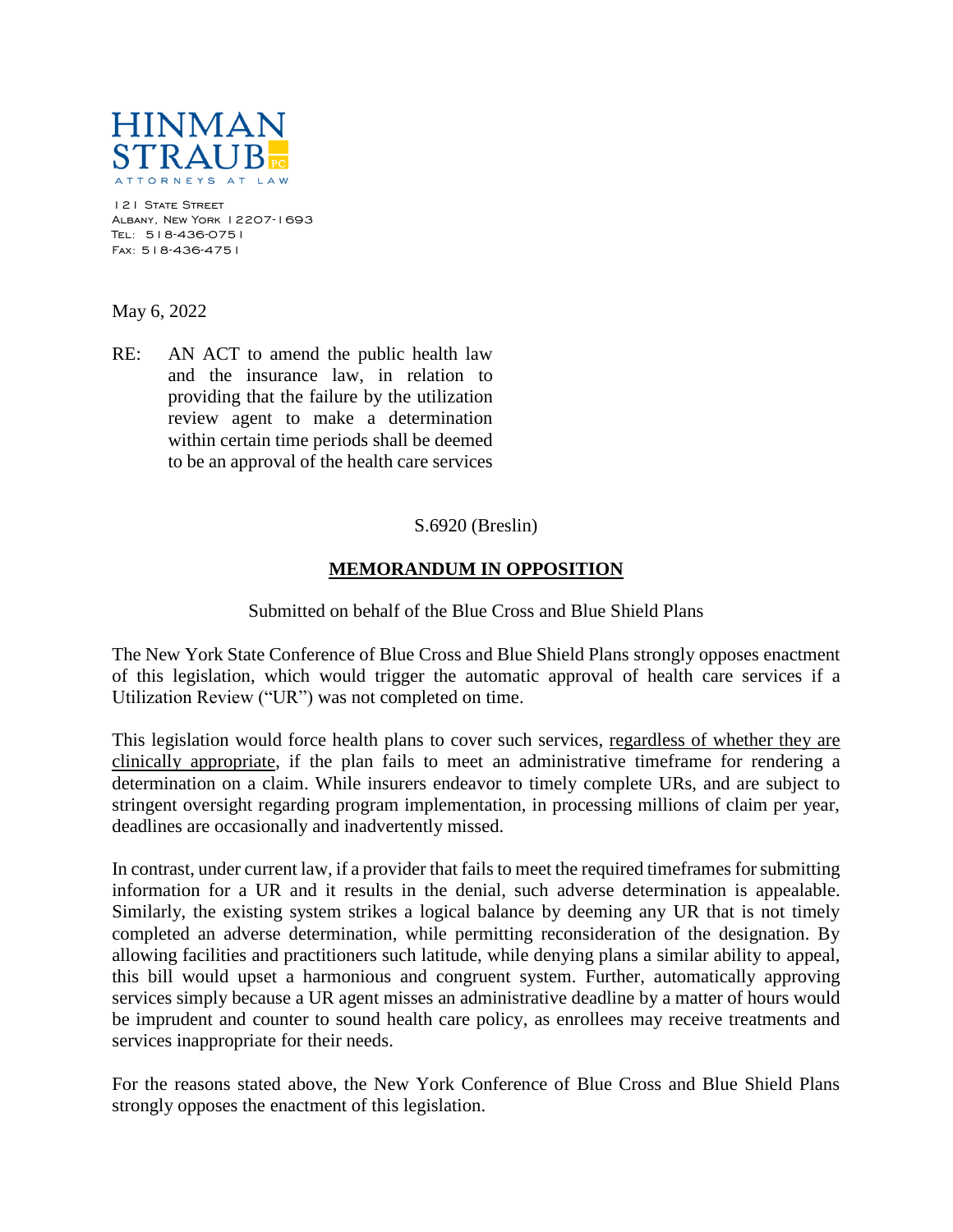**HINMAN STRAUB** PC
ATTORNEYS AT LAW

121 State Street
Albany, New York 12207-1693
Tel: 518-436-0751
Fax: 518-436-4751

May 6, 2022

RE: AN ACT to amend the public health law and the insurance law, in relation to providing that the failure by the utilization review agent to make a determination within certain time periods shall be deemed to be an approval of the health care services

S.6920 (Breslin)

## MEMORANDUM IN OPPOSITION

Submitted on behalf of the Blue Cross and Blue Shield Plans

The New York State Conference of Blue Cross and Blue Shield Plans strongly opposes enactment of this legislation, which would trigger the automatic approval of health care services if a Utilization Review ("UR") was not completed on time.

This legislation would force health plans to cover such services, regardless of whether they are clinically appropriate, if the plan fails to meet an administrative timeframe for rendering a determination on a claim. While insurers endeavor to timely complete URs, and are subject to stringent oversight regarding program implementation, in processing millions of claim per year, deadlines are occasionally and inadvertently missed.

In contrast, under current law, if a provider that fails to meet the required timeframes for submitting information for a UR and it results in the denial, such adverse determination is appealable. Similarly, the existing system strikes a logical balance by deeming any UR that is not timely completed an adverse determination, while permitting reconsideration of the designation. By allowing facilities and practitioners such latitude, while denying plans a similar ability to appeal, this bill would upset a harmonious and congruent system. Further, automatically approving services simply because a UR agent misses an administrative deadline by a matter of hours would be imprudent and counter to sound health care policy, as enrollees may receive treatments and services inappropriate for their needs.

For the reasons stated above, the New York Conference of Blue Cross and Blue Shield Plans strongly opposes the enactment of this legislation.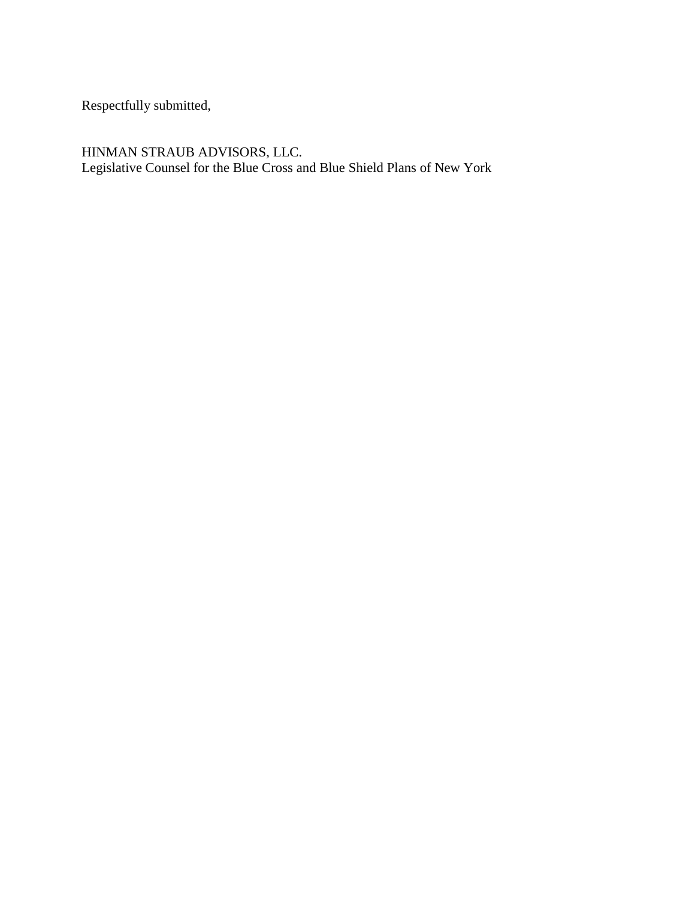Respectfully submitted,

HINMAN STRAUB ADVISORS, LLC.
Legislative Counsel for the Blue Cross and Blue Shield Plans of New York